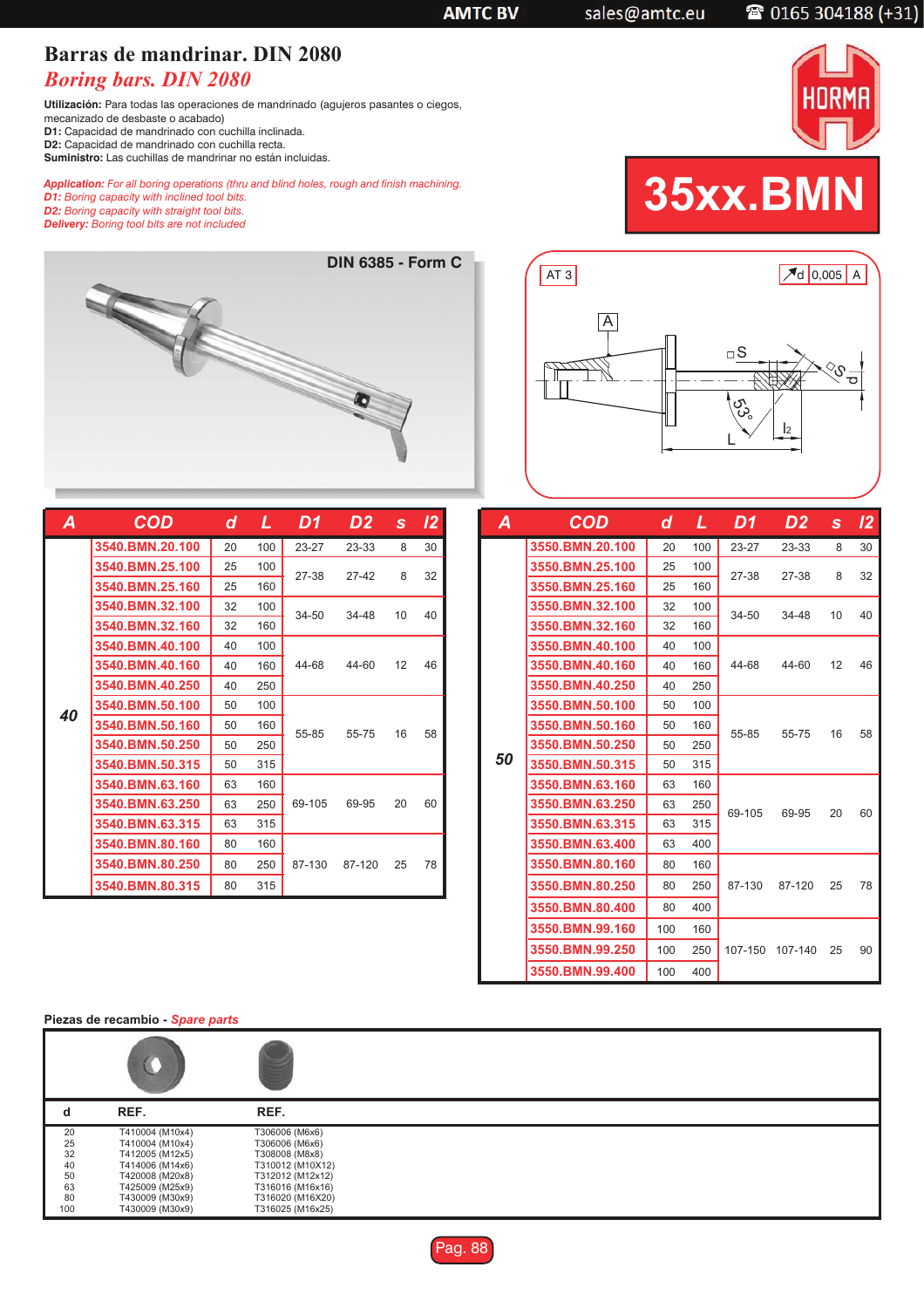# Barras de mandrinar. DIN 2080

## *Boring bars. DIN 2080*

**Utilización:** Para todas las operaciones de mandrinado (agujeros pasantes o ciegos, mecanizado de desbaste o acabado)
**D1:** Capacidad de mandrinado con cuchilla inclinada.
**D2:** Capacidad de mandrinado con cuchilla recta.
**Suministro:** Las cuchillas de mandrinar no están incluidas.

***Application:*** *For all boring operations (thru and blind holes, rough and finish machining.*
***D1:*** *Boring capacity with inclined tool bits.*
***D2:*** *Boring capacity with straight tool bits.*
***Delivery:*** *Boring tool bits are not included*

# 35xx.BMN

DIN 6385 - Form C

AT 3 | d 0,005 | A | S | 53° | L | l2

| A | COD | d | L | D1 | D2 | s | l2 |
|---|---|---|---|---|---|---|---|
| 40 | 3540.BMN.20.100 | 20 | 100 | 23-27 | 23-33 | 8 | 30 |
| | 3540.BMN.25.100 | 25 | 100 | 27-38 | 27-42 | 8 | 32 |
| | 3540.BMN.25.160 | 25 | 160 | | | | |
| | 3540.BMN.32.100 | 32 | 100 | 34-50 | 34-48 | 10 | 40 |
| | 3540.BMN.32.160 | 32 | 160 | | | | |
| | 3540.BMN.40.100 | 40 | 100 | 44-68 | 44-60 | 12 | 46 |
| | 3540.BMN.40.160 | 40 | 160 | | | | |
| | 3540.BMN.40.250 | 40 | 250 | | | | |
| | 3540.BMN.50.100 | 50 | 100 | 55-85 | 55-75 | 16 | 58 |
| | 3540.BMN.50.160 | 50 | 160 | | | | |
| | 3540.BMN.50.250 | 50 | 250 | | | | |
| | 3540.BMN.50.315 | 50 | 315 | | | | |
| | 3540.BMN.63.160 | 63 | 160 | 69-105 | 69-95 | 20 | 60 |
| | 3540.BMN.63.250 | 63 | 250 | | | | |
| | 3540.BMN.63.315 | 63 | 315 | | | | |
| | 3540.BMN.80.160 | 80 | 160 | 87-130 | 87-120 | 25 | 78 |
| | 3540.BMN.80.250 | 80 | 250 | | | | |
| | 3540.BMN.80.315 | 80 | 315 | | | | |

| A | COD | d | L | D1 | D2 | s | l2 |
|---|---|---|---|---|---|---|---|
| 50 | 3550.BMN.20.100 | 20 | 100 | 23-27 | 23-33 | 8 | 30 |
| | 3550.BMN.25.100 | 25 | 100 | 27-38 | 27-38 | 8 | 32 |
| | 3550.BMN.25.160 | 25 | 160 | | | | |
| | 3550.BMN.32.100 | 32 | 100 | 34-50 | 34-48 | 10 | 40 |
| | 3550.BMN.32.160 | 32 | 160 | | | | |
| | 3550.BMN.40.100 | 40 | 100 | 44-68 | 44-60 | 12 | 46 |
| | 3550.BMN.40.160 | 40 | 160 | | | | |
| | 3550.BMN.40.250 | 40 | 250 | | | | |
| | 3550.BMN.50.100 | 50 | 100 | 55-85 | 55-75 | 16 | 58 |
| | 3550.BMN.50.160 | 50 | 160 | | | | |
| | 3550.BMN.50.250 | 50 | 250 | | | | |
| | 3550.BMN.50.315 | 50 | 315 | | | | |
| | 3550.BMN.63.160 | 63 | 160 | 69-105 | 69-95 | 20 | 60 |
| | 3550.BMN.63.250 | 63 | 250 | | | | |
| | 3550.BMN.63.315 | 63 | 315 | | | | |
| | 3550.BMN.63.400 | 63 | 400 | | | | |
| | 3550.BMN.80.160 | 80 | 160 | 87-130 | 87-120 | 25 | 78 |
| | 3550.BMN.80.250 | 80 | 250 | | | | |
| | 3550.BMN.80.400 | 80 | 400 | | | | |
| | 3550.BMN.99.160 | 100 | 160 | 107-150 | 107-140 | 25 | 90 |
| | 3550.BMN.99.250 | 100 | 250 | | | | |
| | 3550.BMN.99.400 | 100 | 400 | | | | |

**Piezas de recambio** - *Spare parts*

| d | REF. | REF. |
|---|---|---|
| 20 | T410004 (M10x4) | T306006 (M6x6) |
| 25 | T410004 (M10x4) | T306006 (M6x6) |
| 32 | T412005 (M12x5) | T308008 (M8x8) |
| 40 | T414006 (M14x6) | T310012 (M10X12) |
| 50 | T420008 (M20x8) | T312012 (M12x12) |
| 63 | T425009 (M25x9) | T316016 (M16x16) |
| 80 | T430009 (M30x9) | T316020 (M16X20) |
| 100 | T430009 (M30x9) | T316025 (M16x25) |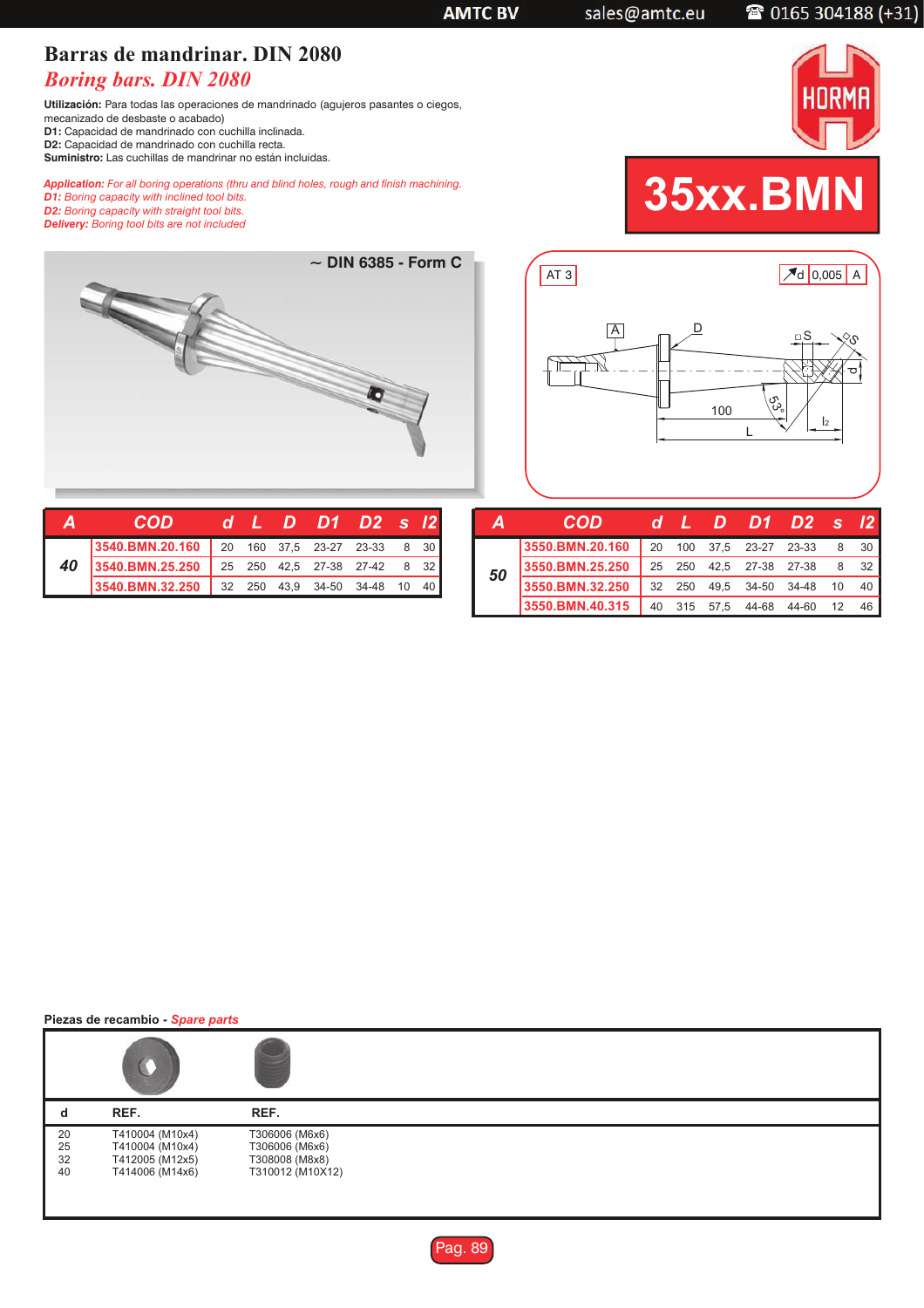# Barras de mandrinar. DIN 2080

## *Boring bars. DIN 2080*

**Utilización:** Para todas las operaciones de mandrinado (agujeros pasantes o ciegos, mecanizado de desbaste o acabado)
**D1:** Capacidad de mandrinado con cuchilla inclinada.
**D2:** Capacidad de mandrinado con cuchilla recta.
**Suministro:** Las cuchillas de mandrinar no están incluidas.

***Application:*** *For all boring operations (thru and blind holes, rough and finish machining.*
***D1:*** *Boring capacity with inclined tool bits.*
***D2:*** *Boring capacity with straight tool bits.*
***Delivery:*** *Boring tool bits are not included*

HORMA

# 35xx.BMN

~ DIN 6385 - Form C

AT 3

d 0,005 A

A
D
S
S
100
53°
L
$l_2$
d

| A | COD | d | L | D | D1 | D2 | s | l2 |
|---|---|---|---|---|---|---|---|---|
| 40 | 3540.BMN.20.160 | 20 | 160 | 37,5 | 23-27 | 23-33 | 8 | 30 |
| | 3540.BMN.25.250 | 25 | 250 | 42,5 | 27-38 | 27-42 | 8 | 32 |
| | 3540.BMN.32.250 | 32 | 250 | 43,9 | 34-50 | 34-48 | 10 | 40 |

| A | COD | d | L | D | D1 | D2 | s | l2 |
|---|---|---|---|---|---|---|---|---|
| 50 | 3550.BMN.20.160 | 20 | 100 | 37,5 | 23-27 | 23-33 | 8 | 30 |
| | 3550.BMN.25.250 | 25 | 250 | 42,5 | 27-38 | 27-38 | 8 | 32 |
| | 3550.BMN.32.250 | 32 | 250 | 49,5 | 34-50 | 34-48 | 10 | 40 |
| | 3550.BMN.40.315 | 40 | 315 | 57,5 | 44-68 | 44-60 | 12 | 46 |

**Piezas de recambio -** ***Spare parts***

| d | REF. | REF. |
|---|---|---|
| 20 | T410004 (M10x4) | T306006 (M6x6) |
| 25 | T410004 (M10x4) | T306006 (M6x6) |
| 32 | T412005 (M12x5) | T308008 (M8x8) |
| 40 | T414006 (M14x6) | T310012 (M10X12) |